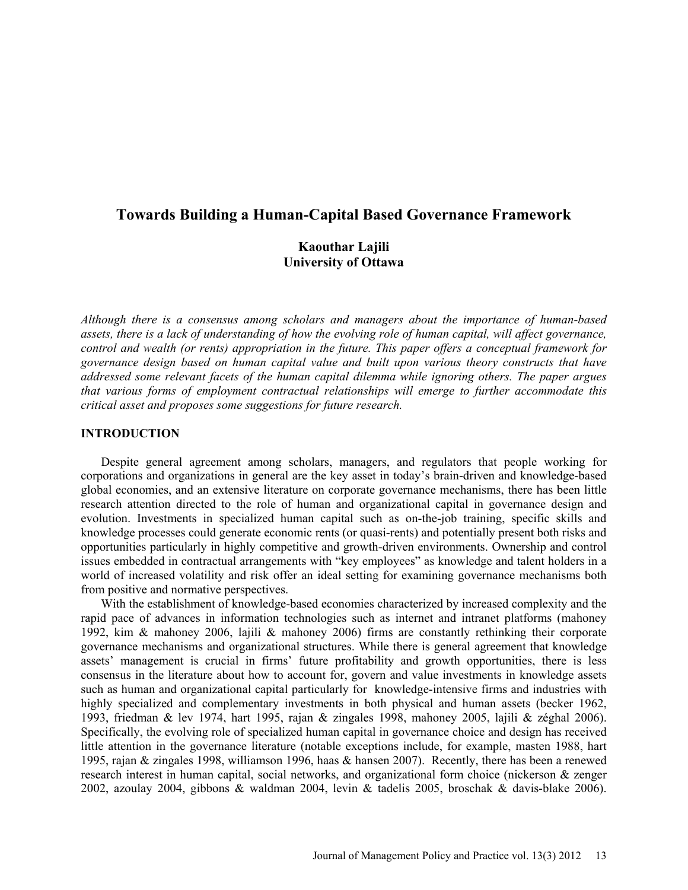# Towards Building a Human-Capital Based Governance Framework

**Kaouthar Lajili**
**University of Ottawa**

*Although there is a consensus among scholars and managers about the importance of human-based assets, there is a lack of understanding of how the evolving role of human capital, will affect governance, control and wealth (or rents) appropriation in the future. This paper offers a conceptual framework for governance design based on human capital value and built upon various theory constructs that have addressed some relevant facets of the human capital dilemma while ignoring others. The paper argues that various forms of employment contractual relationships will emerge to further accommodate this critical asset and proposes some suggestions for future research.*

## INTRODUCTION

Despite general agreement among scholars, managers, and regulators that people working for corporations and organizations in general are the key asset in today's brain-driven and knowledge-based global economies, and an extensive literature on corporate governance mechanisms, there has been little research attention directed to the role of human and organizational capital in governance design and evolution. Investments in specialized human capital such as on-the-job training, specific skills and knowledge processes could generate economic rents (or quasi-rents) and potentially present both risks and opportunities particularly in highly competitive and growth-driven environments. Ownership and control issues embedded in contractual arrangements with "key employees" as knowledge and talent holders in a world of increased volatility and risk offer an ideal setting for examining governance mechanisms both from positive and normative perspectives.

With the establishment of knowledge-based economies characterized by increased complexity and the rapid pace of advances in information technologies such as internet and intranet platforms (mahoney 1992, kim & mahoney 2006, lajili & mahoney 2006) firms are constantly rethinking their corporate governance mechanisms and organizational structures. While there is general agreement that knowledge assets' management is crucial in firms' future profitability and growth opportunities, there is less consensus in the literature about how to account for, govern and value investments in knowledge assets such as human and organizational capital particularly for knowledge-intensive firms and industries with highly specialized and complementary investments in both physical and human assets (becker 1962, 1993, friedman & lev 1974, hart 1995, rajan & zingales 1998, mahoney 2005, lajili & zéghal 2006). Specifically, the evolving role of specialized human capital in governance choice and design has received little attention in the governance literature (notable exceptions include, for example, masten 1988, hart 1995, rajan & zingales 1998, williamson 1996, haas & hansen 2007). Recently, there has been a renewed research interest in human capital, social networks, and organizational form choice (nickerson & zenger 2002, azoulay 2004, gibbons & waldman 2004, levin & tadelis 2005, broschak & davis-blake 2006).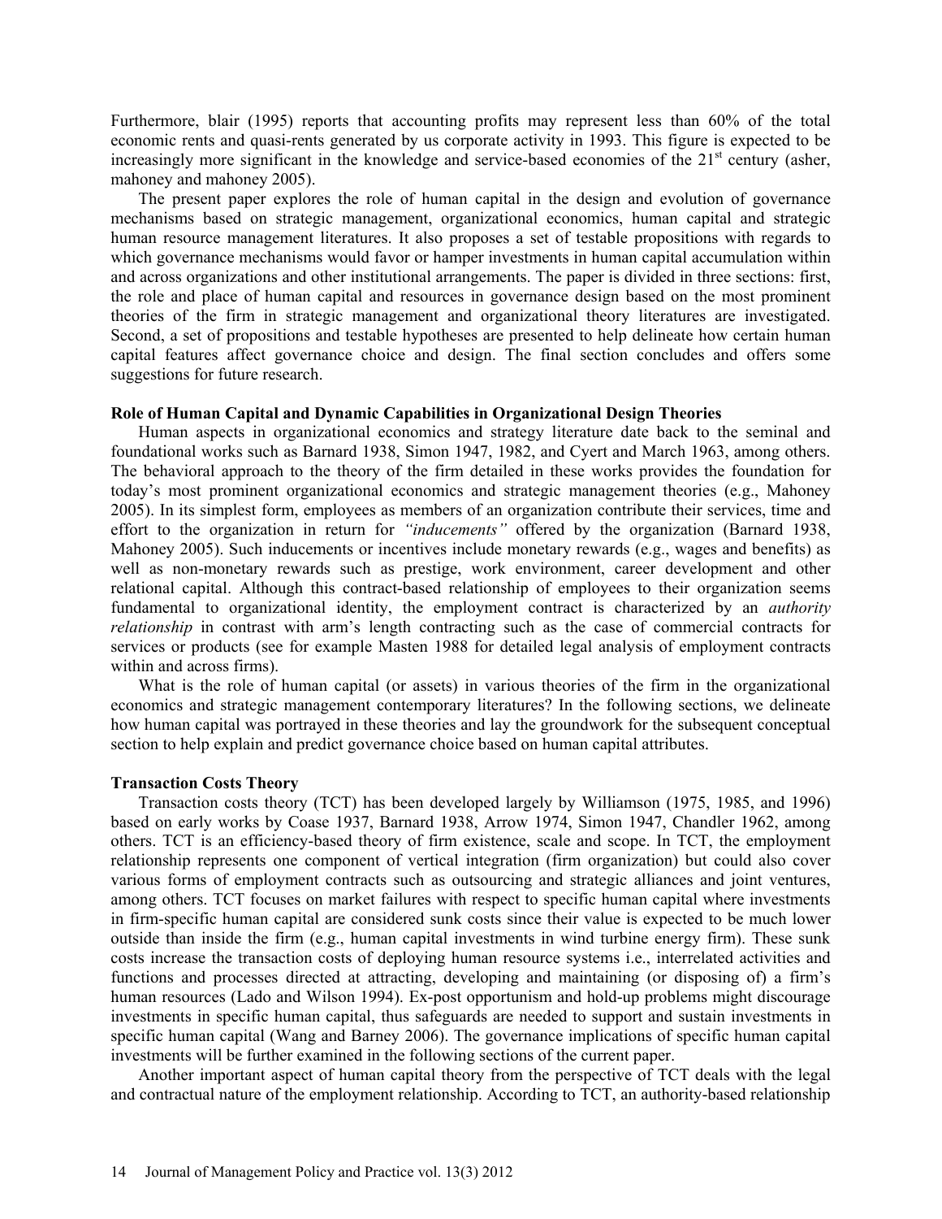Furthermore, blair (1995) reports that accounting profits may represent less than 60% of the total economic rents and quasi-rents generated by us corporate activity in 1993. This figure is expected to be increasingly more significant in the knowledge and service-based economies of the 21st century (asher, mahoney and mahoney 2005).

The present paper explores the role of human capital in the design and evolution of governance mechanisms based on strategic management, organizational economics, human capital and strategic human resource management literatures. It also proposes a set of testable propositions with regards to which governance mechanisms would favor or hamper investments in human capital accumulation within and across organizations and other institutional arrangements. The paper is divided in three sections: first, the role and place of human capital and resources in governance design based on the most prominent theories of the firm in strategic management and organizational theory literatures are investigated. Second, a set of propositions and testable hypotheses are presented to help delineate how certain human capital features affect governance choice and design. The final section concludes and offers some suggestions for future research.

### Role of Human Capital and Dynamic Capabilities in Organizational Design Theories

Human aspects in organizational economics and strategy literature date back to the seminal and foundational works such as Barnard 1938, Simon 1947, 1982, and Cyert and March 1963, among others. The behavioral approach to the theory of the firm detailed in these works provides the foundation for today's most prominent organizational economics and strategic management theories (e.g., Mahoney 2005). In its simplest form, employees as members of an organization contribute their services, time and effort to the organization in return for *"inducements"* offered by the organization (Barnard 1938, Mahoney 2005). Such inducements or incentives include monetary rewards (e.g., wages and benefits) as well as non-monetary rewards such as prestige, work environment, career development and other relational capital. Although this contract-based relationship of employees to their organization seems fundamental to organizational identity, the employment contract is characterized by an *authority relationship* in contrast with arm's length contracting such as the case of commercial contracts for services or products (see for example Masten 1988 for detailed legal analysis of employment contracts within and across firms).

What is the role of human capital (or assets) in various theories of the firm in the organizational economics and strategic management contemporary literatures? In the following sections, we delineate how human capital was portrayed in these theories and lay the groundwork for the subsequent conceptual section to help explain and predict governance choice based on human capital attributes.

### Transaction Costs Theory

Transaction costs theory (TCT) has been developed largely by Williamson (1975, 1985, and 1996) based on early works by Coase 1937, Barnard 1938, Arrow 1974, Simon 1947, Chandler 1962, among others. TCT is an efficiency-based theory of firm existence, scale and scope. In TCT, the employment relationship represents one component of vertical integration (firm organization) but could also cover various forms of employment contracts such as outsourcing and strategic alliances and joint ventures, among others. TCT focuses on market failures with respect to specific human capital where investments in firm-specific human capital are considered sunk costs since their value is expected to be much lower outside than inside the firm (e.g., human capital investments in wind turbine energy firm). These sunk costs increase the transaction costs of deploying human resource systems i.e., interrelated activities and functions and processes directed at attracting, developing and maintaining (or disposing of) a firm's human resources (Lado and Wilson 1994). Ex-post opportunism and hold-up problems might discourage investments in specific human capital, thus safeguards are needed to support and sustain investments in specific human capital (Wang and Barney 2006). The governance implications of specific human capital investments will be further examined in the following sections of the current paper.

Another important aspect of human capital theory from the perspective of TCT deals with the legal and contractual nature of the employment relationship. According to TCT, an authority-based relationship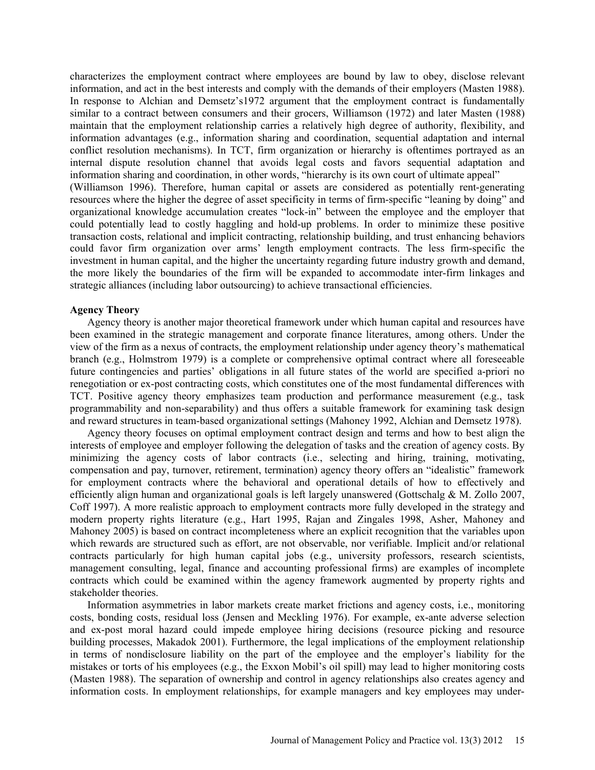characterizes the employment contract where employees are bound by law to obey, disclose relevant information, and act in the best interests and comply with the demands of their employers (Masten 1988). In response to Alchian and Demsetz's1972 argument that the employment contract is fundamentally similar to a contract between consumers and their grocers, Williamson (1972) and later Masten (1988) maintain that the employment relationship carries a relatively high degree of authority, flexibility, and information advantages (e.g., information sharing and coordination, sequential adaptation and internal conflict resolution mechanisms). In TCT, firm organization or hierarchy is oftentimes portrayed as an internal dispute resolution channel that avoids legal costs and favors sequential adaptation and information sharing and coordination, in other words, "hierarchy is its own court of ultimate appeal" (Williamson 1996). Therefore, human capital or assets are considered as potentially rent-generating resources where the higher the degree of asset specificity in terms of firm-specific "leaning by doing" and organizational knowledge accumulation creates "lock-in" between the employee and the employer that could potentially lead to costly haggling and hold-up problems. In order to minimize these positive transaction costs, relational and implicit contracting, relationship building, and trust enhancing behaviors could favor firm organization over arms' length employment contracts. The less firm-specific the investment in human capital, and the higher the uncertainty regarding future industry growth and demand, the more likely the boundaries of the firm will be expanded to accommodate inter-firm linkages and strategic alliances (including labor outsourcing) to achieve transactional efficiencies.

**Agency Theory**

Agency theory is another major theoretical framework under which human capital and resources have been examined in the strategic management and corporate finance literatures, among others. Under the view of the firm as a nexus of contracts, the employment relationship under agency theory's mathematical branch (e.g., Holmstrom 1979) is a complete or comprehensive optimal contract where all foreseeable future contingencies and parties' obligations in all future states of the world are specified a-priori no renegotiation or ex-post contracting costs, which constitutes one of the most fundamental differences with TCT. Positive agency theory emphasizes team production and performance measurement (e.g., task programmability and non-separability) and thus offers a suitable framework for examining task design and reward structures in team-based organizational settings (Mahoney 1992, Alchian and Demsetz 1978).

Agency theory focuses on optimal employment contract design and terms and how to best align the interests of employee and employer following the delegation of tasks and the creation of agency costs. By minimizing the agency costs of labor contracts (i.e., selecting and hiring, training, motivating, compensation and pay, turnover, retirement, termination) agency theory offers an "idealistic" framework for employment contracts where the behavioral and operational details of how to effectively and efficiently align human and organizational goals is left largely unanswered (Gottschalg & M. Zollo 2007, Coff 1997). A more realistic approach to employment contracts more fully developed in the strategy and modern property rights literature (e.g., Hart 1995, Rajan and Zingales 1998, Asher, Mahoney and Mahoney 2005) is based on contract incompleteness where an explicit recognition that the variables upon which rewards are structured such as effort, are not observable, nor verifiable. Implicit and/or relational contracts particularly for high human capital jobs (e.g., university professors, research scientists, management consulting, legal, finance and accounting professional firms) are examples of incomplete contracts which could be examined within the agency framework augmented by property rights and stakeholder theories.

Information asymmetries in labor markets create market frictions and agency costs, i.e., monitoring costs, bonding costs, residual loss (Jensen and Meckling 1976). For example, ex-ante adverse selection and ex-post moral hazard could impede employee hiring decisions (resource picking and resource building processes, Makadok 2001). Furthermore, the legal implications of the employment relationship in terms of nondisclosure liability on the part of the employee and the employer's liability for the mistakes or torts of his employees (e.g., the Exxon Mobil's oil spill) may lead to higher monitoring costs (Masten 1988). The separation of ownership and control in agency relationships also creates agency and information costs. In employment relationships, for example managers and key employees may under-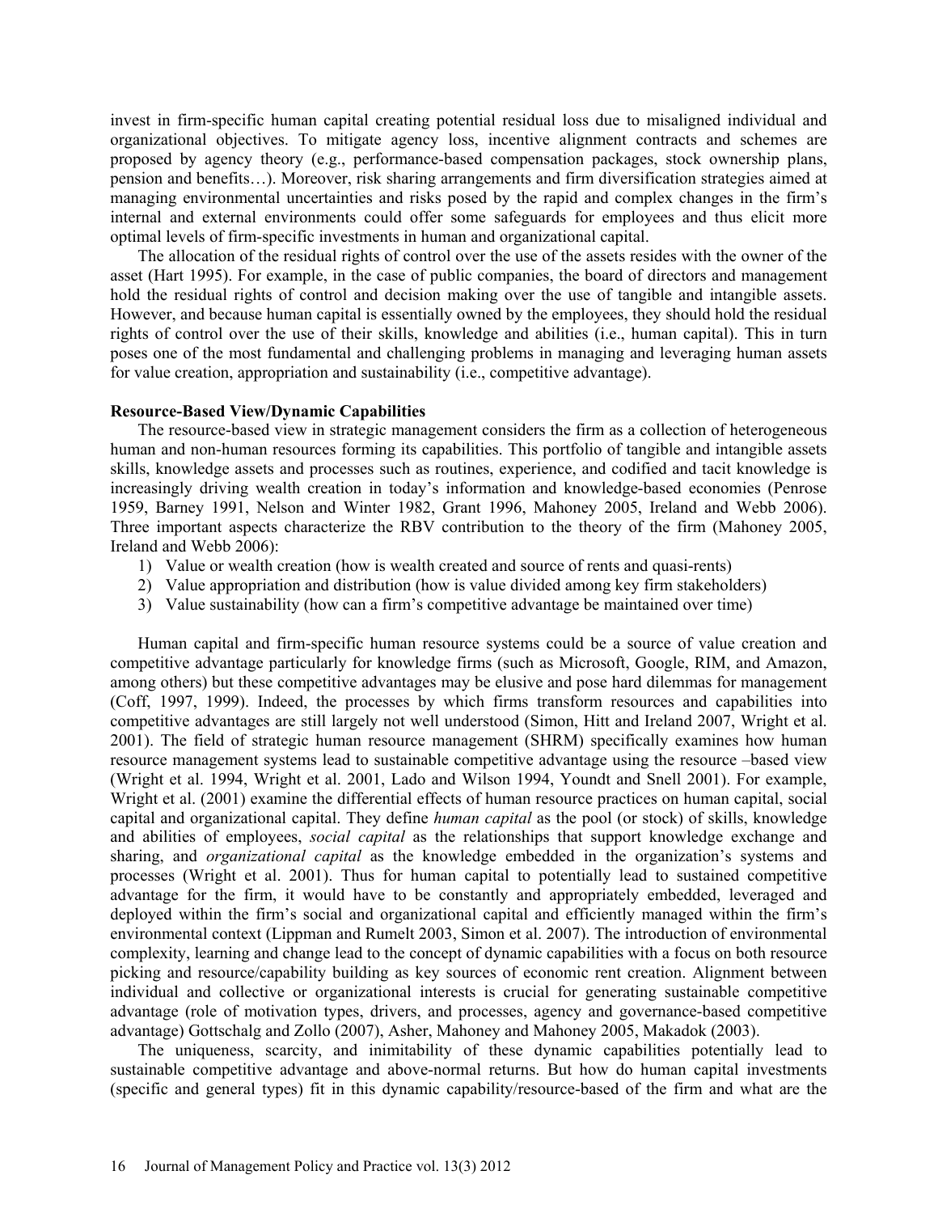invest in firm-specific human capital creating potential residual loss due to misaligned individual and organizational objectives. To mitigate agency loss, incentive alignment contracts and schemes are proposed by agency theory (e.g., performance-based compensation packages, stock ownership plans, pension and benefits…). Moreover, risk sharing arrangements and firm diversification strategies aimed at managing environmental uncertainties and risks posed by the rapid and complex changes in the firm's internal and external environments could offer some safeguards for employees and thus elicit more optimal levels of firm-specific investments in human and organizational capital.

The allocation of the residual rights of control over the use of the assets resides with the owner of the asset (Hart 1995). For example, in the case of public companies, the board of directors and management hold the residual rights of control and decision making over the use of tangible and intangible assets. However, and because human capital is essentially owned by the employees, they should hold the residual rights of control over the use of their skills, knowledge and abilities (i.e., human capital). This in turn poses one of the most fundamental and challenging problems in managing and leveraging human assets for value creation, appropriation and sustainability (i.e., competitive advantage).

**Resource-Based View/Dynamic Capabilities**

The resource-based view in strategic management considers the firm as a collection of heterogeneous human and non-human resources forming its capabilities. This portfolio of tangible and intangible assets skills, knowledge assets and processes such as routines, experience, and codified and tacit knowledge is increasingly driving wealth creation in today's information and knowledge-based economies (Penrose 1959, Barney 1991, Nelson and Winter 1982, Grant 1996, Mahoney 2005, Ireland and Webb 2006). Three important aspects characterize the RBV contribution to the theory of the firm (Mahoney 2005, Ireland and Webb 2006):

1) Value or wealth creation (how is wealth created and source of rents and quasi-rents)
2) Value appropriation and distribution (how is value divided among key firm stakeholders)
3) Value sustainability (how can a firm's competitive advantage be maintained over time)

Human capital and firm-specific human resource systems could be a source of value creation and competitive advantage particularly for knowledge firms (such as Microsoft, Google, RIM, and Amazon, among others) but these competitive advantages may be elusive and pose hard dilemmas for management (Coff, 1997, 1999). Indeed, the processes by which firms transform resources and capabilities into competitive advantages are still largely not well understood (Simon, Hitt and Ireland 2007, Wright et al. 2001). The field of strategic human resource management (SHRM) specifically examines how human resource management systems lead to sustainable competitive advantage using the resource –based view (Wright et al. 1994, Wright et al. 2001, Lado and Wilson 1994, Youndt and Snell 2001). For example, Wright et al. (2001) examine the differential effects of human resource practices on human capital, social capital and organizational capital. They define *human capital* as the pool (or stock) of skills, knowledge and abilities of employees, *social capital* as the relationships that support knowledge exchange and sharing, and *organizational capital* as the knowledge embedded in the organization's systems and processes (Wright et al. 2001). Thus for human capital to potentially lead to sustained competitive advantage for the firm, it would have to be constantly and appropriately embedded, leveraged and deployed within the firm's social and organizational capital and efficiently managed within the firm's environmental context (Lippman and Rumelt 2003, Simon et al. 2007). The introduction of environmental complexity, learning and change lead to the concept of dynamic capabilities with a focus on both resource picking and resource/capability building as key sources of economic rent creation. Alignment between individual and collective or organizational interests is crucial for generating sustainable competitive advantage (role of motivation types, drivers, and processes, agency and governance-based competitive advantage) Gottschalg and Zollo (2007), Asher, Mahoney and Mahoney 2005, Makadok (2003).

The uniqueness, scarcity, and inimitability of these dynamic capabilities potentially lead to sustainable competitive advantage and above-normal returns. But how do human capital investments (specific and general types) fit in this dynamic capability/resource-based of the firm and what are the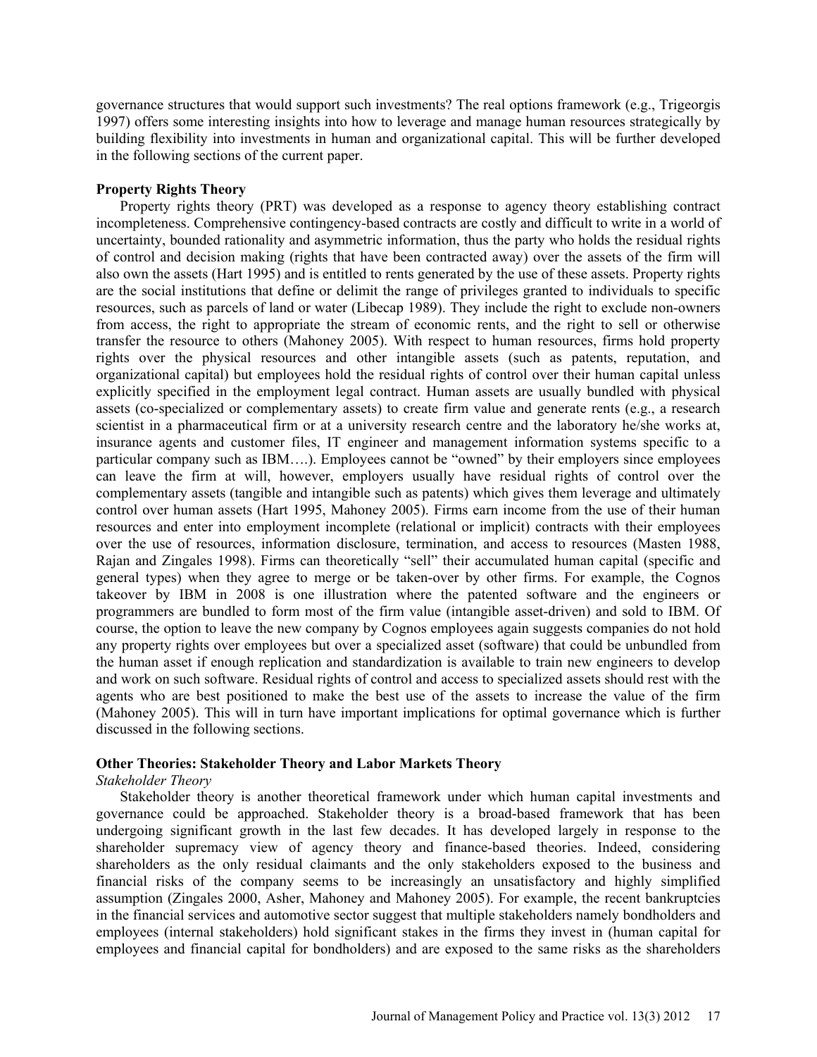governance structures that would support such investments? The real options framework (e.g., Trigeorgis 1997) offers some interesting insights into how to leverage and manage human resources strategically by building flexibility into investments in human and organizational capital. This will be further developed in the following sections of the current paper.

## Property Rights Theory

Property rights theory (PRT) was developed as a response to agency theory establishing contract incompleteness. Comprehensive contingency-based contracts are costly and difficult to write in a world of uncertainty, bounded rationality and asymmetric information, thus the party who holds the residual rights of control and decision making (rights that have been contracted away) over the assets of the firm will also own the assets (Hart 1995) and is entitled to rents generated by the use of these assets. Property rights are the social institutions that define or delimit the range of privileges granted to individuals to specific resources, such as parcels of land or water (Libecap 1989). They include the right to exclude non-owners from access, the right to appropriate the stream of economic rents, and the right to sell or otherwise transfer the resource to others (Mahoney 2005). With respect to human resources, firms hold property rights over the physical resources and other intangible assets (such as patents, reputation, and organizational capital) but employees hold the residual rights of control over their human capital unless explicitly specified in the employment legal contract. Human assets are usually bundled with physical assets (co-specialized or complementary assets) to create firm value and generate rents (e.g., a research scientist in a pharmaceutical firm or at a university research centre and the laboratory he/she works at, insurance agents and customer files, IT engineer and management information systems specific to a particular company such as IBM….). Employees cannot be "owned" by their employers since employees can leave the firm at will, however, employers usually have residual rights of control over the complementary assets (tangible and intangible such as patents) which gives them leverage and ultimately control over human assets (Hart 1995, Mahoney 2005). Firms earn income from the use of their human resources and enter into employment incomplete (relational or implicit) contracts with their employees over the use of resources, information disclosure, termination, and access to resources (Masten 1988, Rajan and Zingales 1998). Firms can theoretically "sell" their accumulated human capital (specific and general types) when they agree to merge or be taken-over by other firms. For example, the Cognos takeover by IBM in 2008 is one illustration where the patented software and the engineers or programmers are bundled to form most of the firm value (intangible asset-driven) and sold to IBM. Of course, the option to leave the new company by Cognos employees again suggests companies do not hold any property rights over employees but over a specialized asset (software) that could be unbundled from the human asset if enough replication and standardization is available to train new engineers to develop and work on such software. Residual rights of control and access to specialized assets should rest with the agents who are best positioned to make the best use of the assets to increase the value of the firm (Mahoney 2005). This will in turn have important implications for optimal governance which is further discussed in the following sections.

## Other Theories: Stakeholder Theory and Labor Markets Theory

### *Stakeholder Theory*

Stakeholder theory is another theoretical framework under which human capital investments and governance could be approached. Stakeholder theory is a broad-based framework that has been undergoing significant growth in the last few decades. It has developed largely in response to the shareholder supremacy view of agency theory and finance-based theories. Indeed, considering shareholders as the only residual claimants and the only stakeholders exposed to the business and financial risks of the company seems to be increasingly an unsatisfactory and highly simplified assumption (Zingales 2000, Asher, Mahoney and Mahoney 2005). For example, the recent bankruptcies in the financial services and automotive sector suggest that multiple stakeholders namely bondholders and employees (internal stakeholders) hold significant stakes in the firms they invest in (human capital for employees and financial capital for bondholders) and are exposed to the same risks as the shareholders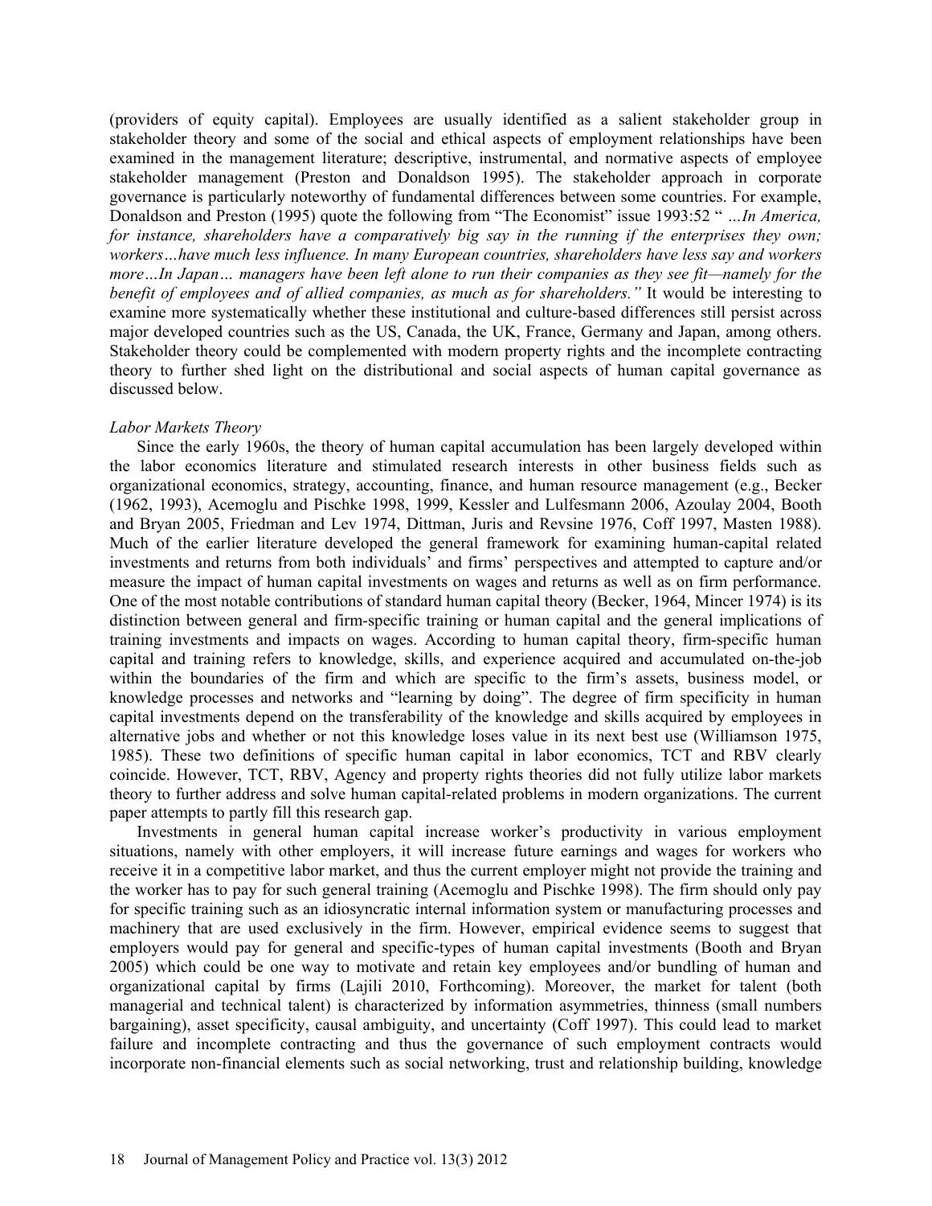(providers of equity capital). Employees are usually identified as a salient stakeholder group in stakeholder theory and some of the social and ethical aspects of employment relationships have been examined in the management literature; descriptive, instrumental, and normative aspects of employee stakeholder management (Preston and Donaldson 1995). The stakeholder approach in corporate governance is particularly noteworthy of fundamental differences between some countries. For example, Donaldson and Preston (1995) quote the following from "The Economist" issue 1993:52 " *…In America, for instance, shareholders have a comparatively big say in the running if the enterprises they own; workers…have much less influence. In many European countries, shareholders have less say and workers more…In Japan… managers have been left alone to run their companies as they see fit—namely for the benefit of employees and of allied companies, as much as for shareholders."* It would be interesting to examine more systematically whether these institutional and culture-based differences still persist across major developed countries such as the US, Canada, the UK, France, Germany and Japan, among others. Stakeholder theory could be complemented with modern property rights and the incomplete contracting theory to further shed light on the distributional and social aspects of human capital governance as discussed below.

*Labor Markets Theory*

Since the early 1960s, the theory of human capital accumulation has been largely developed within the labor economics literature and stimulated research interests in other business fields such as organizational economics, strategy, accounting, finance, and human resource management (e.g., Becker (1962, 1993), Acemoglu and Pischke 1998, 1999, Kessler and Lulfesmann 2006, Azoulay 2004, Booth and Bryan 2005, Friedman and Lev 1974, Dittman, Juris and Revsine 1976, Coff 1997, Masten 1988). Much of the earlier literature developed the general framework for examining human-capital related investments and returns from both individuals' and firms' perspectives and attempted to capture and/or measure the impact of human capital investments on wages and returns as well as on firm performance. One of the most notable contributions of standard human capital theory (Becker, 1964, Mincer 1974) is its distinction between general and firm-specific training or human capital and the general implications of training investments and impacts on wages. According to human capital theory, firm-specific human capital and training refers to knowledge, skills, and experience acquired and accumulated on-the-job within the boundaries of the firm and which are specific to the firm's assets, business model, or knowledge processes and networks and "learning by doing". The degree of firm specificity in human capital investments depend on the transferability of the knowledge and skills acquired by employees in alternative jobs and whether or not this knowledge loses value in its next best use (Williamson 1975, 1985). These two definitions of specific human capital in labor economics, TCT and RBV clearly coincide. However, TCT, RBV, Agency and property rights theories did not fully utilize labor markets theory to further address and solve human capital-related problems in modern organizations. The current paper attempts to partly fill this research gap.

Investments in general human capital increase worker's productivity in various employment situations, namely with other employers, it will increase future earnings and wages for workers who receive it in a competitive labor market, and thus the current employer might not provide the training and the worker has to pay for such general training (Acemoglu and Pischke 1998). The firm should only pay for specific training such as an idiosyncratic internal information system or manufacturing processes and machinery that are used exclusively in the firm. However, empirical evidence seems to suggest that employers would pay for general and specific-types of human capital investments (Booth and Bryan 2005) which could be one way to motivate and retain key employees and/or bundling of human and organizational capital by firms (Lajili 2010, Forthcoming). Moreover, the market for talent (both managerial and technical talent) is characterized by information asymmetries, thinness (small numbers bargaining), asset specificity, causal ambiguity, and uncertainty (Coff 1997). This could lead to market failure and incomplete contracting and thus the governance of such employment contracts would incorporate non-financial elements such as social networking, trust and relationship building, knowledge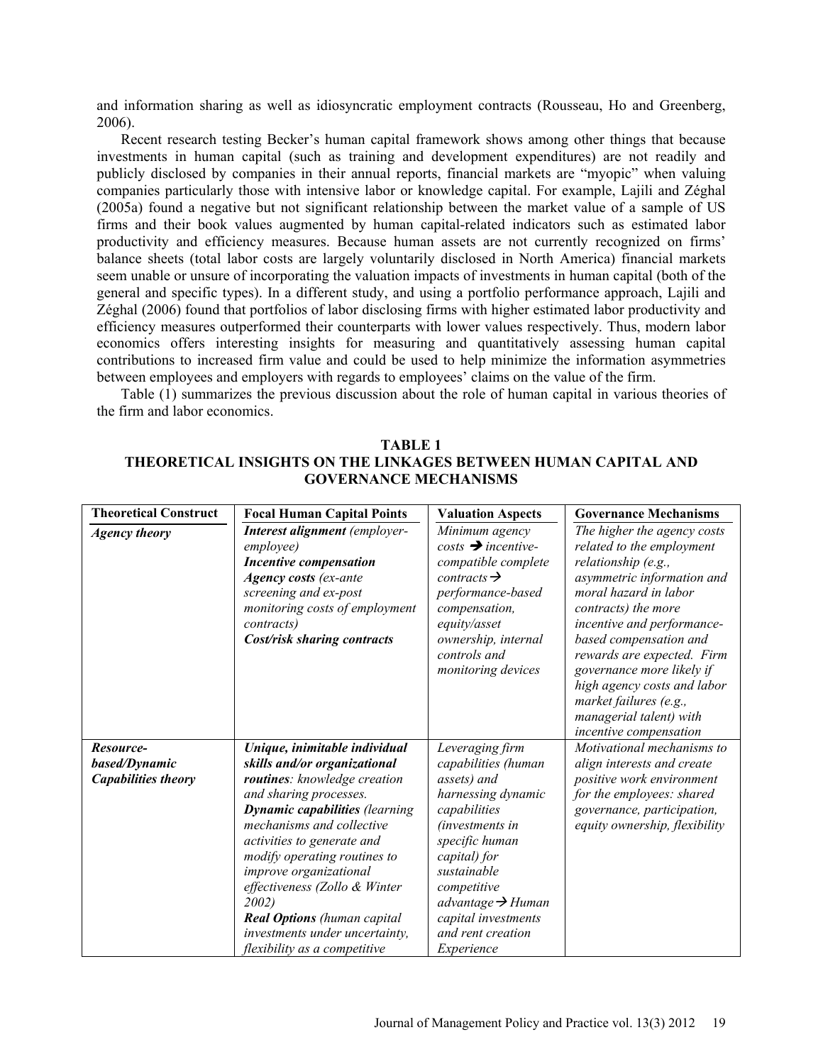and information sharing as well as idiosyncratic employment contracts (Rousseau, Ho and Greenberg, 2006).

Recent research testing Becker's human capital framework shows among other things that because investments in human capital (such as training and development expenditures) are not readily and publicly disclosed by companies in their annual reports, financial markets are "myopic" when valuing companies particularly those with intensive labor or knowledge capital. For example, Lajili and Zéghal (2005a) found a negative but not significant relationship between the market value of a sample of US firms and their book values augmented by human capital-related indicators such as estimated labor productivity and efficiency measures. Because human assets are not currently recognized on firms' balance sheets (total labor costs are largely voluntarily disclosed in North America) financial markets seem unable or unsure of incorporating the valuation impacts of investments in human capital (both of the general and specific types). In a different study, and using a portfolio performance approach, Lajili and Zéghal (2006) found that portfolios of labor disclosing firms with higher estimated labor productivity and efficiency measures outperformed their counterparts with lower values respectively. Thus, modern labor economics offers interesting insights for measuring and quantitatively assessing human capital contributions to increased firm value and could be used to help minimize the information asymmetries between employees and employers with regards to employees' claims on the value of the firm.

Table (1) summarizes the previous discussion about the role of human capital in various theories of the firm and labor economics.

**TABLE 1**
**THEORETICAL INSIGHTS ON THE LINKAGES BETWEEN HUMAN CAPITAL AND GOVERNANCE MECHANISMS**

| Theoretical Construct | Focal Human Capital Points | Valuation Aspects | Governance Mechanisms |
|---|---|---|---|
| ***Agency theory*** | ***Interest alignment*** *(employer-employee)* ***Incentive compensation*** ***Agency costs*** *(ex-ante screening and ex-post monitoring costs of employment contracts)* ***Cost/risk sharing contracts*** | *Minimum agency costs → incentive-compatible complete contracts → performance-based compensation, equity/asset ownership, internal controls and monitoring devices* | *The higher the agency costs related to the employment relationship (e.g., asymmetric information and moral hazard in labor contracts) the more incentive and performance-based compensation and rewards are expected. Firm governance more likely if high agency costs and labor market failures (e.g., managerial talent) with incentive compensation* |
| ***Resource-based/Dynamic Capabilities theory*** | ***Unique, inimitable individual skills and/or organizational routines****: knowledge creation and sharing processes.* ***Dynamic capabilities*** *(learning mechanisms and collective activities to generate and modify operating routines to improve organizational effectiveness (Zollo & Winter 2002)* ***Real Options*** *(human capital investments under uncertainty, flexibility as a competitive* | *Leveraging firm capabilities (human assets) and harnessing dynamic capabilities (investments in specific human capital) for sustainable competitive advantage → Human capital investments and rent creation Experience* | *Motivational mechanisms to align interests and create positive work environment for the employees: shared governance, participation, equity ownership, flexibility* |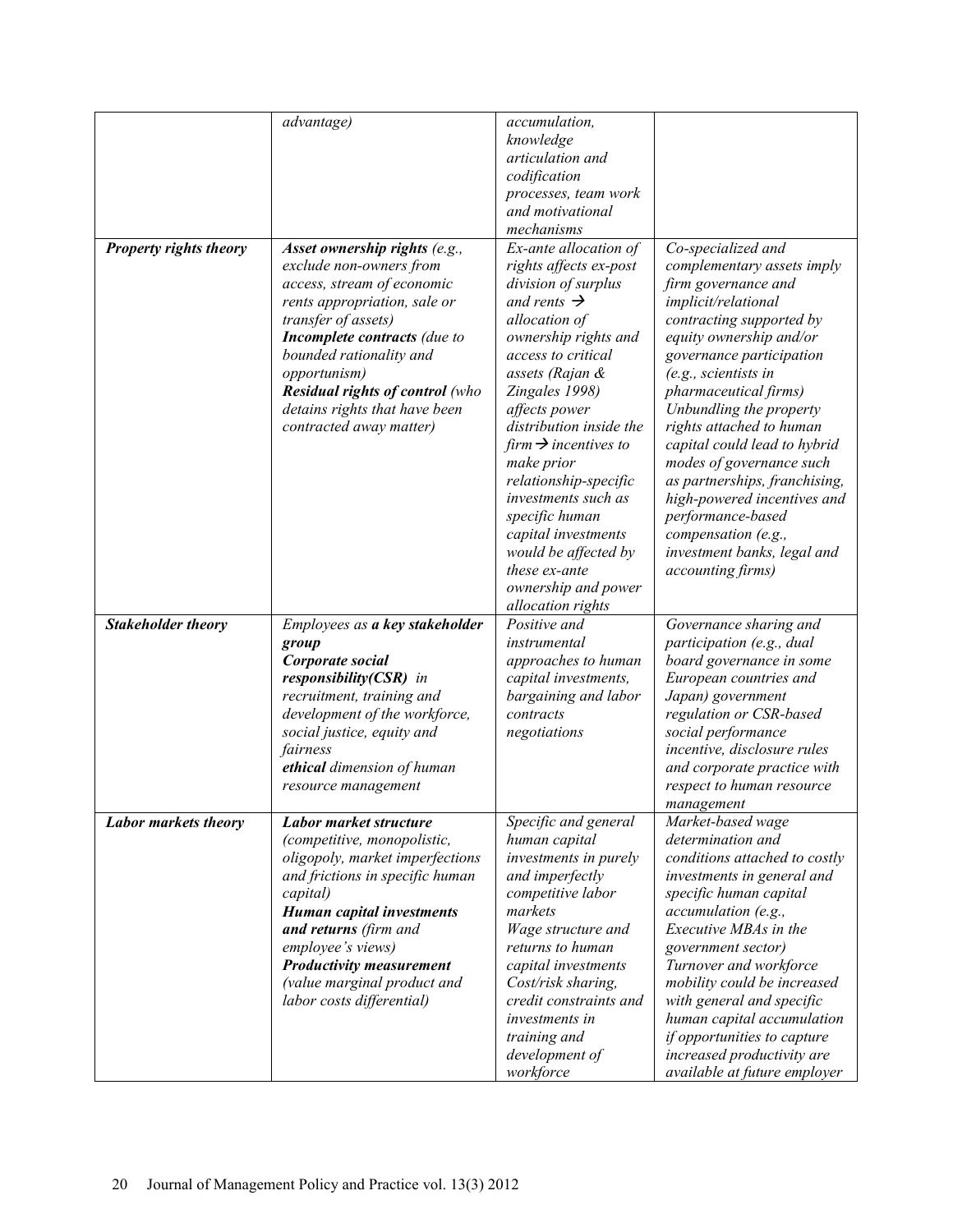| | | | |
|---|---|---|---|
| | *advantage)* | *accumulation, knowledge articulation and codification processes, team work and motivational mechanisms* | |
| ***Property rights theory*** | ***Asset ownership rights** (e.g., exclude non-owners from access, stream of economic rents appropriation, sale or transfer of assets)* ***Incomplete contracts** (due to bounded rationality and opportunism)* ***Residual rights of control** (who detains rights that have been contracted away matter)* | *Ex-ante allocation of rights affects ex-post division of surplus and rents → allocation of ownership rights and access to critical assets (Rajan & Zingales 1998) affects power distribution inside the firm → incentives to make prior relationship-specific investments such as specific human capital investments would be affected by these ex-ante ownership and power allocation rights* | *Co-specialized and complementary assets imply firm governance and implicit/relational contracting supported by equity ownership and/or governance participation (e.g., scientists in pharmaceutical firms) Unbundling the property rights attached to human capital could lead to hybrid modes of governance such as partnerships, franchising, high-powered incentives and performance-based compensation (e.g., investment banks, legal and accounting firms)* |
| ***Stakeholder theory*** | *Employees as **a key stakeholder group*** ***Corporate social responsibility(CSR)** in recruitment, training and development of the workforce, social justice, equity and fairness* ***ethical** dimension of human resource management* | *Positive and instrumental approaches to human capital investments, bargaining and labor contracts negotiations* | *Governance sharing and participation (e.g., dual board governance in some European countries and Japan) government regulation or CSR-based social performance incentive, disclosure rules and corporate practice with respect to human resource management* |
| ***Labor markets theory*** | ***Labor market structure** (competitive, monopolistic, oligopoly, market imperfections and frictions in specific human capital)* ***Human capital investments and returns** (firm and employee's views)* ***Productivity measurement** (value marginal product and labor costs differential)* | *Specific and general human capital investments in purely and imperfectly competitive labor markets* *Wage structure and returns to human capital investments* *Cost/risk sharing, credit constraints and investments in training and development of workforce* | *Market-based wage determination and conditions attached to costly investments in general and specific human capital accumulation (e.g., Executive MBAs in the government sector)* *Turnover and workforce mobility could be increased with general and specific human capital accumulation if opportunities to capture increased productivity are available at future employer* |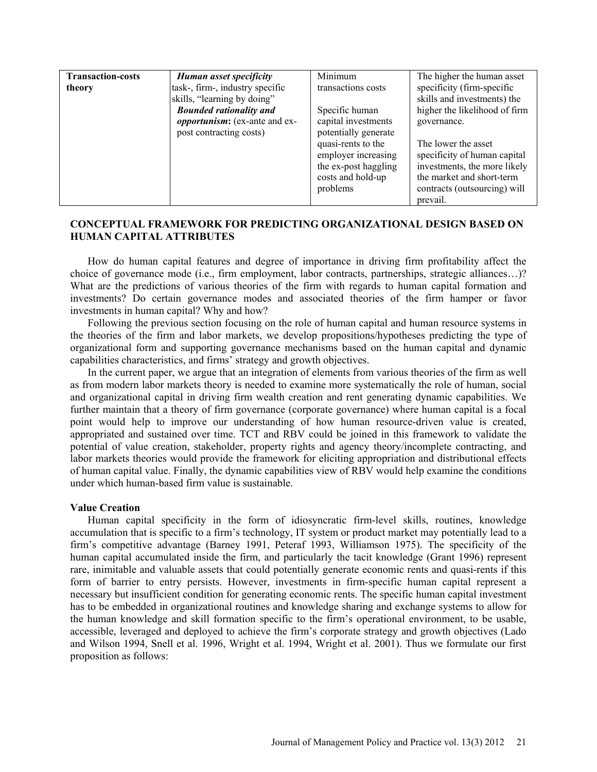| **Transaction-costs theory** | ***Human asset specificity*** task-, firm-, industry specific skills, "learning by doing" ***Bounded rationality and opportunism*:** (ex-ante and ex-post contracting costs) | Minimum transactions costs<br><br>Specific human capital investments potentially generate quasi-rents to the employer increasing the ex-post haggling costs and hold-up problems | The higher the human asset specificity (firm-specific skills and investments) the higher the likelihood of firm governance.<br><br>The lower the asset specificity of human capital investments, the more likely the market and short-term contracts (outsourcing) will prevail. |
|---|---|---|---|

## CONCEPTUAL FRAMEWORK FOR PREDICTING ORGANIZATIONAL DESIGN BASED ON HUMAN CAPITAL ATTRIBUTES

How do human capital features and degree of importance in driving firm profitability affect the choice of governance mode (i.e., firm employment, labor contracts, partnerships, strategic alliances…)? What are the predictions of various theories of the firm with regards to human capital formation and investments? Do certain governance modes and associated theories of the firm hamper or favor investments in human capital? Why and how?

Following the previous section focusing on the role of human capital and human resource systems in the theories of the firm and labor markets, we develop propositions/hypotheses predicting the type of organizational form and supporting governance mechanisms based on the human capital and dynamic capabilities characteristics, and firms' strategy and growth objectives.

In the current paper, we argue that an integration of elements from various theories of the firm as well as from modern labor markets theory is needed to examine more systematically the role of human, social and organizational capital in driving firm wealth creation and rent generating dynamic capabilities. We further maintain that a theory of firm governance (corporate governance) where human capital is a focal point would help to improve our understanding of how human resource-driven value is created, appropriated and sustained over time. TCT and RBV could be joined in this framework to validate the potential of value creation, stakeholder, property rights and agency theory/incomplete contracting, and labor markets theories would provide the framework for eliciting appropriation and distributional effects of human capital value. Finally, the dynamic capabilities view of RBV would help examine the conditions under which human-based firm value is sustainable.

### Value Creation

Human capital specificity in the form of idiosyncratic firm-level skills, routines, knowledge accumulation that is specific to a firm's technology, IT system or product market may potentially lead to a firm's competitive advantage (Barney 1991, Peteraf 1993, Williamson 1975). The specificity of the human capital accumulated inside the firm, and particularly the tacit knowledge (Grant 1996) represent rare, inimitable and valuable assets that could potentially generate economic rents and quasi-rents if this form of barrier to entry persists. However, investments in firm-specific human capital represent a necessary but insufficient condition for generating economic rents. The specific human capital investment has to be embedded in organizational routines and knowledge sharing and exchange systems to allow for the human knowledge and skill formation specific to the firm's operational environment, to be usable, accessible, leveraged and deployed to achieve the firm's corporate strategy and growth objectives (Lado and Wilson 1994, Snell et al. 1996, Wright et al. 1994, Wright et al. 2001). Thus we formulate our first proposition as follows: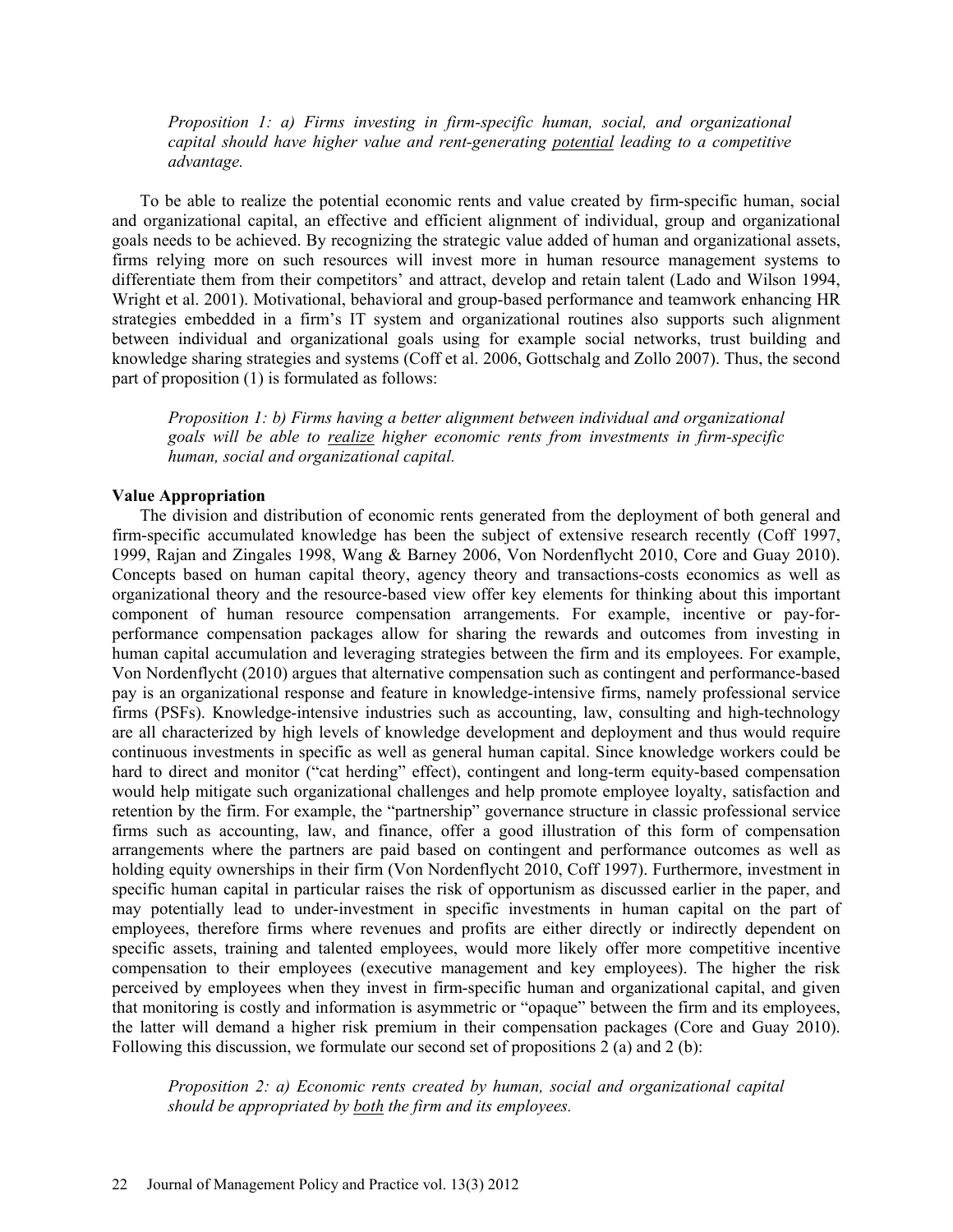*Proposition 1: a) Firms investing in firm-specific human, social, and organizational capital should have higher value and rent-generating potential leading to a competitive advantage.*

To be able to realize the potential economic rents and value created by firm-specific human, social and organizational capital, an effective and efficient alignment of individual, group and organizational goals needs to be achieved. By recognizing the strategic value added of human and organizational assets, firms relying more on such resources will invest more in human resource management systems to differentiate them from their competitors' and attract, develop and retain talent (Lado and Wilson 1994, Wright et al. 2001). Motivational, behavioral and group-based performance and teamwork enhancing HR strategies embedded in a firm's IT system and organizational routines also supports such alignment between individual and organizational goals using for example social networks, trust building and knowledge sharing strategies and systems (Coff et al. 2006, Gottschalg and Zollo 2007). Thus, the second part of proposition (1) is formulated as follows:

*Proposition 1: b) Firms having a better alignment between individual and organizational goals will be able to realize higher economic rents from investments in firm-specific human, social and organizational capital.*

**Value Appropriation**

The division and distribution of economic rents generated from the deployment of both general and firm-specific accumulated knowledge has been the subject of extensive research recently (Coff 1997, 1999, Rajan and Zingales 1998, Wang & Barney 2006, Von Nordenflycht 2010, Core and Guay 2010). Concepts based on human capital theory, agency theory and transactions-costs economics as well as organizational theory and the resource-based view offer key elements for thinking about this important component of human resource compensation arrangements. For example, incentive or pay-for-performance compensation packages allow for sharing the rewards and outcomes from investing in human capital accumulation and leveraging strategies between the firm and its employees. For example, Von Nordenflycht (2010) argues that alternative compensation such as contingent and performance-based pay is an organizational response and feature in knowledge-intensive firms, namely professional service firms (PSFs). Knowledge-intensive industries such as accounting, law, consulting and high-technology are all characterized by high levels of knowledge development and deployment and thus would require continuous investments in specific as well as general human capital. Since knowledge workers could be hard to direct and monitor ("cat herding" effect), contingent and long-term equity-based compensation would help mitigate such organizational challenges and help promote employee loyalty, satisfaction and retention by the firm. For example, the "partnership" governance structure in classic professional service firms such as accounting, law, and finance, offer a good illustration of this form of compensation arrangements where the partners are paid based on contingent and performance outcomes as well as holding equity ownerships in their firm (Von Nordenflycht 2010, Coff 1997). Furthermore, investment in specific human capital in particular raises the risk of opportunism as discussed earlier in the paper, and may potentially lead to under-investment in specific investments in human capital on the part of employees, therefore firms where revenues and profits are either directly or indirectly dependent on specific assets, training and talented employees, would more likely offer more competitive incentive compensation to their employees (executive management and key employees). The higher the risk perceived by employees when they invest in firm-specific human and organizational capital, and given that monitoring is costly and information is asymmetric or "opaque" between the firm and its employees, the latter will demand a higher risk premium in their compensation packages (Core and Guay 2010). Following this discussion, we formulate our second set of propositions 2 (a) and 2 (b):

*Proposition 2: a) Economic rents created by human, social and organizational capital should be appropriated by both the firm and its employees.*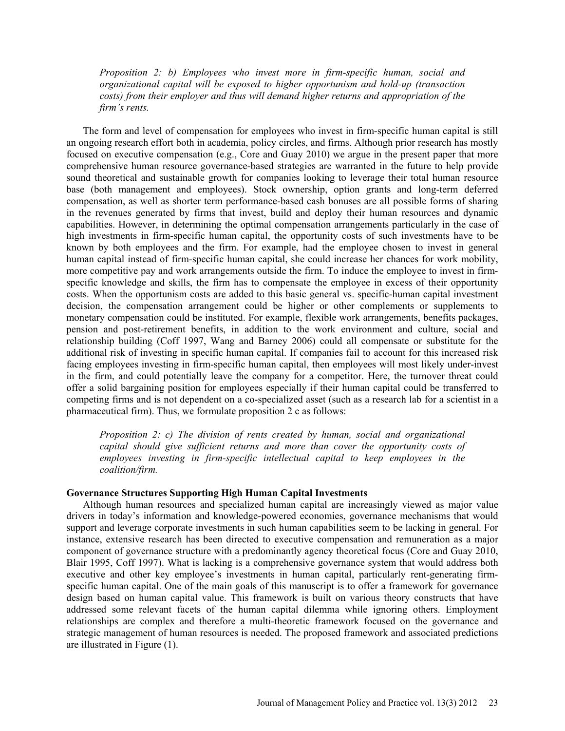*Proposition 2: b) Employees who invest more in firm-specific human, social and organizational capital will be exposed to higher opportunism and hold-up (transaction costs) from their employer and thus will demand higher returns and appropriation of the firm's rents.*

The form and level of compensation for employees who invest in firm-specific human capital is still an ongoing research effort both in academia, policy circles, and firms. Although prior research has mostly focused on executive compensation (e.g., Core and Guay 2010) we argue in the present paper that more comprehensive human resource governance-based strategies are warranted in the future to help provide sound theoretical and sustainable growth for companies looking to leverage their total human resource base (both management and employees). Stock ownership, option grants and long-term deferred compensation, as well as shorter term performance-based cash bonuses are all possible forms of sharing in the revenues generated by firms that invest, build and deploy their human resources and dynamic capabilities. However, in determining the optimal compensation arrangements particularly in the case of high investments in firm-specific human capital, the opportunity costs of such investments have to be known by both employees and the firm. For example, had the employee chosen to invest in general human capital instead of firm-specific human capital, she could increase her chances for work mobility, more competitive pay and work arrangements outside the firm. To induce the employee to invest in firm-specific knowledge and skills, the firm has to compensate the employee in excess of their opportunity costs. When the opportunism costs are added to this basic general vs. specific-human capital investment decision, the compensation arrangement could be higher or other complements or supplements to monetary compensation could be instituted. For example, flexible work arrangements, benefits packages, pension and post-retirement benefits, in addition to the work environment and culture, social and relationship building (Coff 1997, Wang and Barney 2006) could all compensate or substitute for the additional risk of investing in specific human capital. If companies fail to account for this increased risk facing employees investing in firm-specific human capital, then employees will most likely under-invest in the firm, and could potentially leave the company for a competitor. Here, the turnover threat could offer a solid bargaining position for employees especially if their human capital could be transferred to competing firms and is not dependent on a co-specialized asset (such as a research lab for a scientist in a pharmaceutical firm). Thus, we formulate proposition 2 c as follows:

*Proposition 2: c) The division of rents created by human, social and organizational capital should give sufficient returns and more than cover the opportunity costs of employees investing in firm-specific intellectual capital to keep employees in the coalition/firm.*

### Governance Structures Supporting High Human Capital Investments

Although human resources and specialized human capital are increasingly viewed as major value drivers in today's information and knowledge-powered economies, governance mechanisms that would support and leverage corporate investments in such human capabilities seem to be lacking in general. For instance, extensive research has been directed to executive compensation and remuneration as a major component of governance structure with a predominantly agency theoretical focus (Core and Guay 2010, Blair 1995, Coff 1997). What is lacking is a comprehensive governance system that would address both executive and other key employee's investments in human capital, particularly rent-generating firm-specific human capital. One of the main goals of this manuscript is to offer a framework for governance design based on human capital value. This framework is built on various theory constructs that have addressed some relevant facets of the human capital dilemma while ignoring others. Employment relationships are complex and therefore a multi-theoretic framework focused on the governance and strategic management of human resources is needed. The proposed framework and associated predictions are illustrated in Figure (1).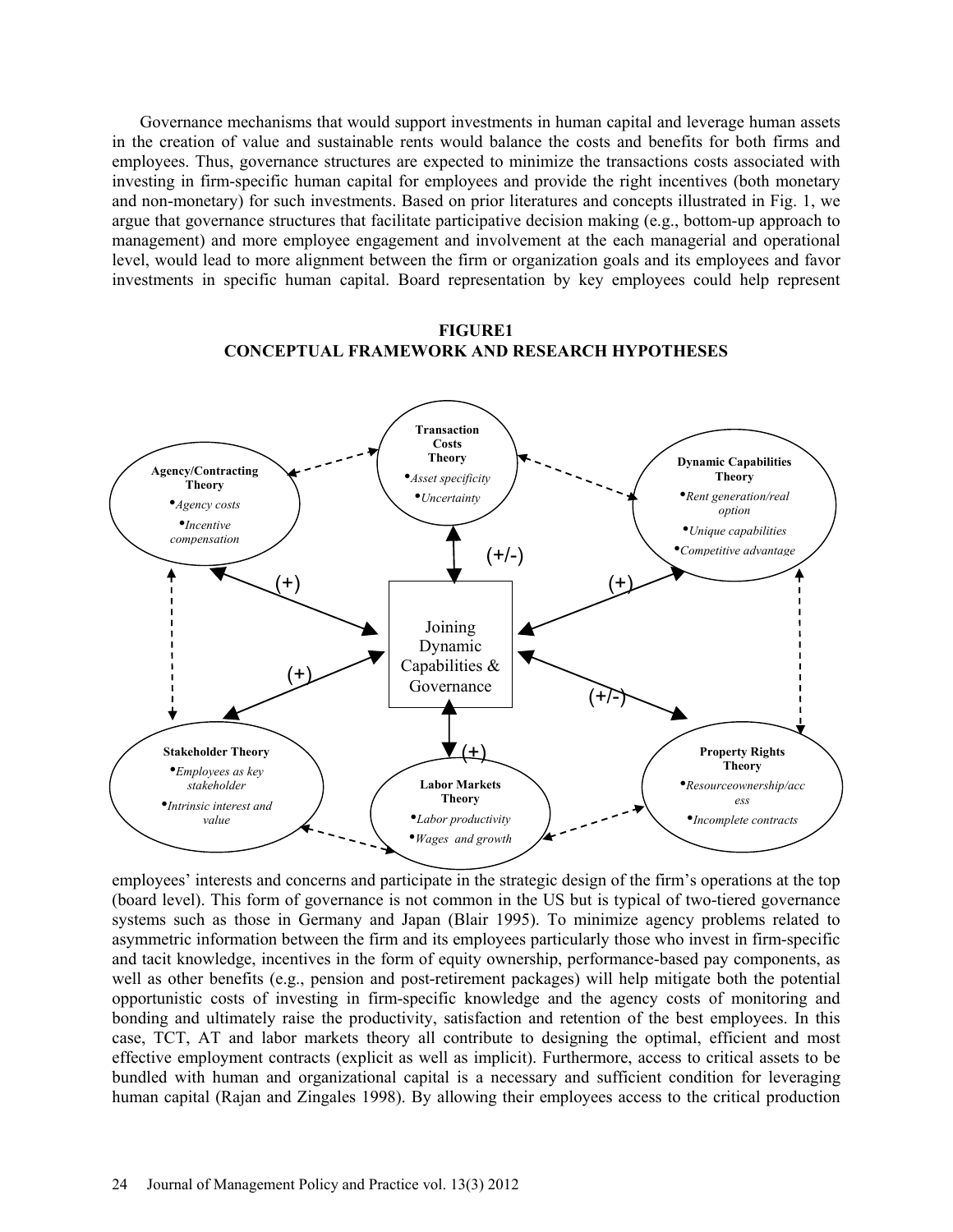Governance mechanisms that would support investments in human capital and leverage human assets in the creation of value and sustainable rents would balance the costs and benefits for both firms and employees. Thus, governance structures are expected to minimize the transactions costs associated with investing in firm-specific human capital for employees and provide the right incentives (both monetary and non-monetary) for such investments. Based on prior literatures and concepts illustrated in Fig. 1, we argue that governance structures that facilitate participative decision making (e.g., bottom-up approach to management) and more employee engagement and involvement at the each managerial and operational level, would lead to more alignment between the firm or organization goals and its employees and favor investments in specific human capital. Board representation by key employees could help represent

**FIGURE1**
**CONCEPTUAL FRAMEWORK AND RESEARCH HYPOTHESES**

- **Joining Dynamic Capabilities & Governance** (center)
- **Transaction Costs Theory** (+/-): *Asset specificity*; *Uncertainty*
- **Agency/Contracting Theory** (+): *Agency costs*; *Incentive compensation*
- **Dynamic Capabilities Theory** (+): *Rent generation/real option*; *Unique capabilities*; *Competitive advantage*
- **Stakeholder Theory** (+): *Employees as key stakeholder*; *Intrinsic interest and value*
- **Labor Markets Theory** (+): *Labor productivity*; *Wages and growth*
- **Property Rights Theory** (+/-): *Resourceownership/access*; *Incomplete contracts*

employees' interests and concerns and participate in the strategic design of the firm's operations at the top (board level). This form of governance is not common in the US but is typical of two-tiered governance systems such as those in Germany and Japan (Blair 1995). To minimize agency problems related to asymmetric information between the firm and its employees particularly those who invest in firm-specific and tacit knowledge, incentives in the form of equity ownership, performance-based pay components, as well as other benefits (e.g., pension and post-retirement packages) will help mitigate both the potential opportunistic costs of investing in firm-specific knowledge and the agency costs of monitoring and bonding and ultimately raise the productivity, satisfaction and retention of the best employees. In this case, TCT, AT and labor markets theory all contribute to designing the optimal, efficient and most effective employment contracts (explicit as well as implicit). Furthermore, access to critical assets to be bundled with human and organizational capital is a necessary and sufficient condition for leveraging human capital (Rajan and Zingales 1998). By allowing their employees access to the critical production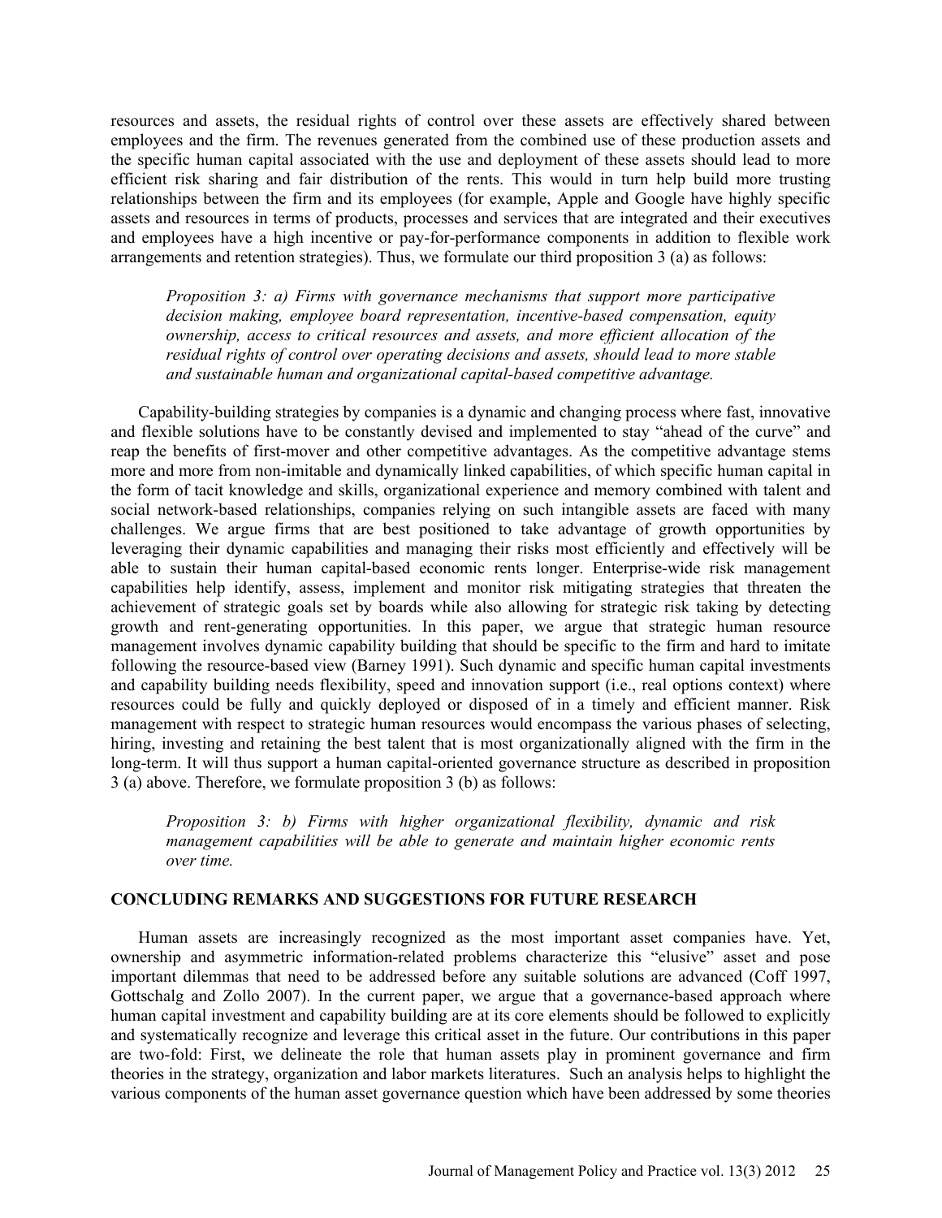resources and assets, the residual rights of control over these assets are effectively shared between employees and the firm. The revenues generated from the combined use of these production assets and the specific human capital associated with the use and deployment of these assets should lead to more efficient risk sharing and fair distribution of the rents. This would in turn help build more trusting relationships between the firm and its employees (for example, Apple and Google have highly specific assets and resources in terms of products, processes and services that are integrated and their executives and employees have a high incentive or pay-for-performance components in addition to flexible work arrangements and retention strategies). Thus, we formulate our third proposition 3 (a) as follows:

> *Proposition 3: a) Firms with governance mechanisms that support more participative decision making, employee board representation, incentive-based compensation, equity ownership, access to critical resources and assets, and more efficient allocation of the residual rights of control over operating decisions and assets, should lead to more stable and sustainable human and organizational capital-based competitive advantage.*

Capability-building strategies by companies is a dynamic and changing process where fast, innovative and flexible solutions have to be constantly devised and implemented to stay "ahead of the curve" and reap the benefits of first-mover and other competitive advantages. As the competitive advantage stems more and more from non-imitable and dynamically linked capabilities, of which specific human capital in the form of tacit knowledge and skills, organizational experience and memory combined with talent and social network-based relationships, companies relying on such intangible assets are faced with many challenges. We argue firms that are best positioned to take advantage of growth opportunities by leveraging their dynamic capabilities and managing their risks most efficiently and effectively will be able to sustain their human capital-based economic rents longer. Enterprise-wide risk management capabilities help identify, assess, implement and monitor risk mitigating strategies that threaten the achievement of strategic goals set by boards while also allowing for strategic risk taking by detecting growth and rent-generating opportunities. In this paper, we argue that strategic human resource management involves dynamic capability building that should be specific to the firm and hard to imitate following the resource-based view (Barney 1991). Such dynamic and specific human capital investments and capability building needs flexibility, speed and innovation support (i.e., real options context) where resources could be fully and quickly deployed or disposed of in a timely and efficient manner. Risk management with respect to strategic human resources would encompass the various phases of selecting, hiring, investing and retaining the best talent that is most organizationally aligned with the firm in the long-term. It will thus support a human capital-oriented governance structure as described in proposition 3 (a) above. Therefore, we formulate proposition 3 (b) as follows:

> *Proposition 3: b) Firms with higher organizational flexibility, dynamic and risk management capabilities will be able to generate and maintain higher economic rents over time.*

## CONCLUDING REMARKS AND SUGGESTIONS FOR FUTURE RESEARCH

Human assets are increasingly recognized as the most important asset companies have. Yet, ownership and asymmetric information-related problems characterize this "elusive" asset and pose important dilemmas that need to be addressed before any suitable solutions are advanced (Coff 1997, Gottschalg and Zollo 2007). In the current paper, we argue that a governance-based approach where human capital investment and capability building are at its core elements should be followed to explicitly and systematically recognize and leverage this critical asset in the future. Our contributions in this paper are two-fold: First, we delineate the role that human assets play in prominent governance and firm theories in the strategy, organization and labor markets literatures. Such an analysis helps to highlight the various components of the human asset governance question which have been addressed by some theories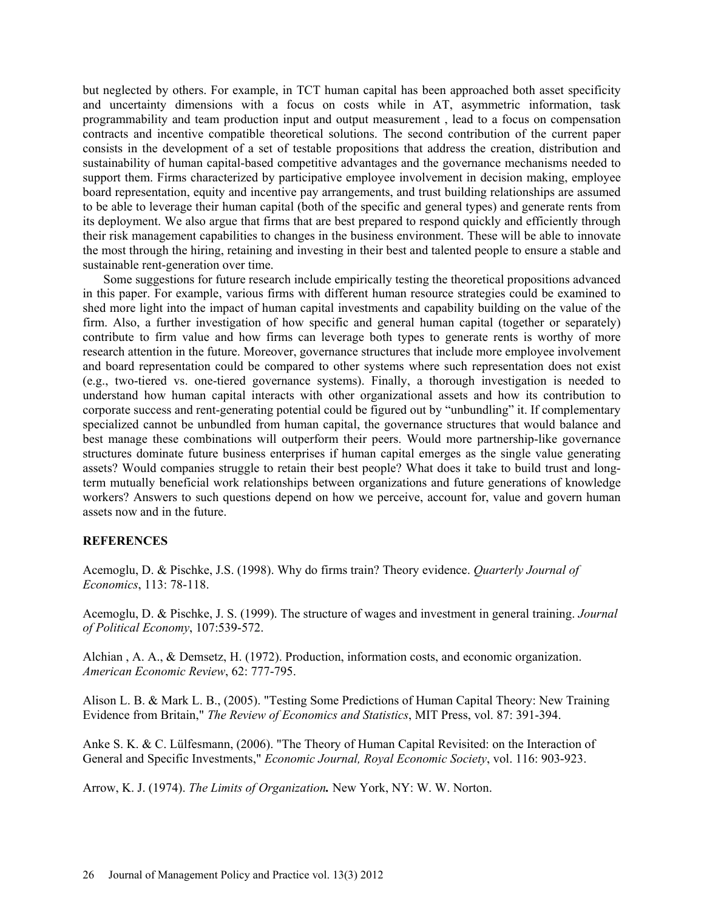but neglected by others. For example, in TCT human capital has been approached both asset specificity and uncertainty dimensions with a focus on costs while in AT, asymmetric information, task programmability and team production input and output measurement , lead to a focus on compensation contracts and incentive compatible theoretical solutions. The second contribution of the current paper consists in the development of a set of testable propositions that address the creation, distribution and sustainability of human capital-based competitive advantages and the governance mechanisms needed to support them. Firms characterized by participative employee involvement in decision making, employee board representation, equity and incentive pay arrangements, and trust building relationships are assumed to be able to leverage their human capital (both of the specific and general types) and generate rents from its deployment. We also argue that firms that are best prepared to respond quickly and efficiently through their risk management capabilities to changes in the business environment. These will be able to innovate the most through the hiring, retaining and investing in their best and talented people to ensure a stable and sustainable rent-generation over time.

Some suggestions for future research include empirically testing the theoretical propositions advanced in this paper. For example, various firms with different human resource strategies could be examined to shed more light into the impact of human capital investments and capability building on the value of the firm. Also, a further investigation of how specific and general human capital (together or separately) contribute to firm value and how firms can leverage both types to generate rents is worthy of more research attention in the future. Moreover, governance structures that include more employee involvement and board representation could be compared to other systems where such representation does not exist (e.g., two-tiered vs. one-tiered governance systems). Finally, a thorough investigation is needed to understand how human capital interacts with other organizational assets and how its contribution to corporate success and rent-generating potential could be figured out by "unbundling" it. If complementary specialized cannot be unbundled from human capital, the governance structures that would balance and best manage these combinations will outperform their peers. Would more partnership-like governance structures dominate future business enterprises if human capital emerges as the single value generating assets? Would companies struggle to retain their best people? What does it take to build trust and long-term mutually beneficial work relationships between organizations and future generations of knowledge workers? Answers to such questions depend on how we perceive, account for, value and govern human assets now and in the future.

## REFERENCES

Acemoglu, D. & Pischke, J.S. (1998). Why do firms train? Theory evidence. *Quarterly Journal of Economics*, 113: 78-118.

Acemoglu, D. & Pischke, J. S. (1999). The structure of wages and investment in general training. *Journal of Political Economy*, 107:539-572.

Alchian , A. A., & Demsetz, H. (1972). Production, information costs, and economic organization. *American Economic Review*, 62: 777-795.

Alison L. B. & Mark L. B., (2005). "Testing Some Predictions of Human Capital Theory: New Training Evidence from Britain," *The Review of Economics and Statistics*, MIT Press, vol. 87: 391-394.

Anke S. K. & C. Lülfesmann, (2006). "The Theory of Human Capital Revisited: on the Interaction of General and Specific Investments," *Economic Journal, Royal Economic Society*, vol. 116: 903-923.

Arrow, K. J. (1974). ***The Limits of Organization.*** New York, NY: W. W. Norton.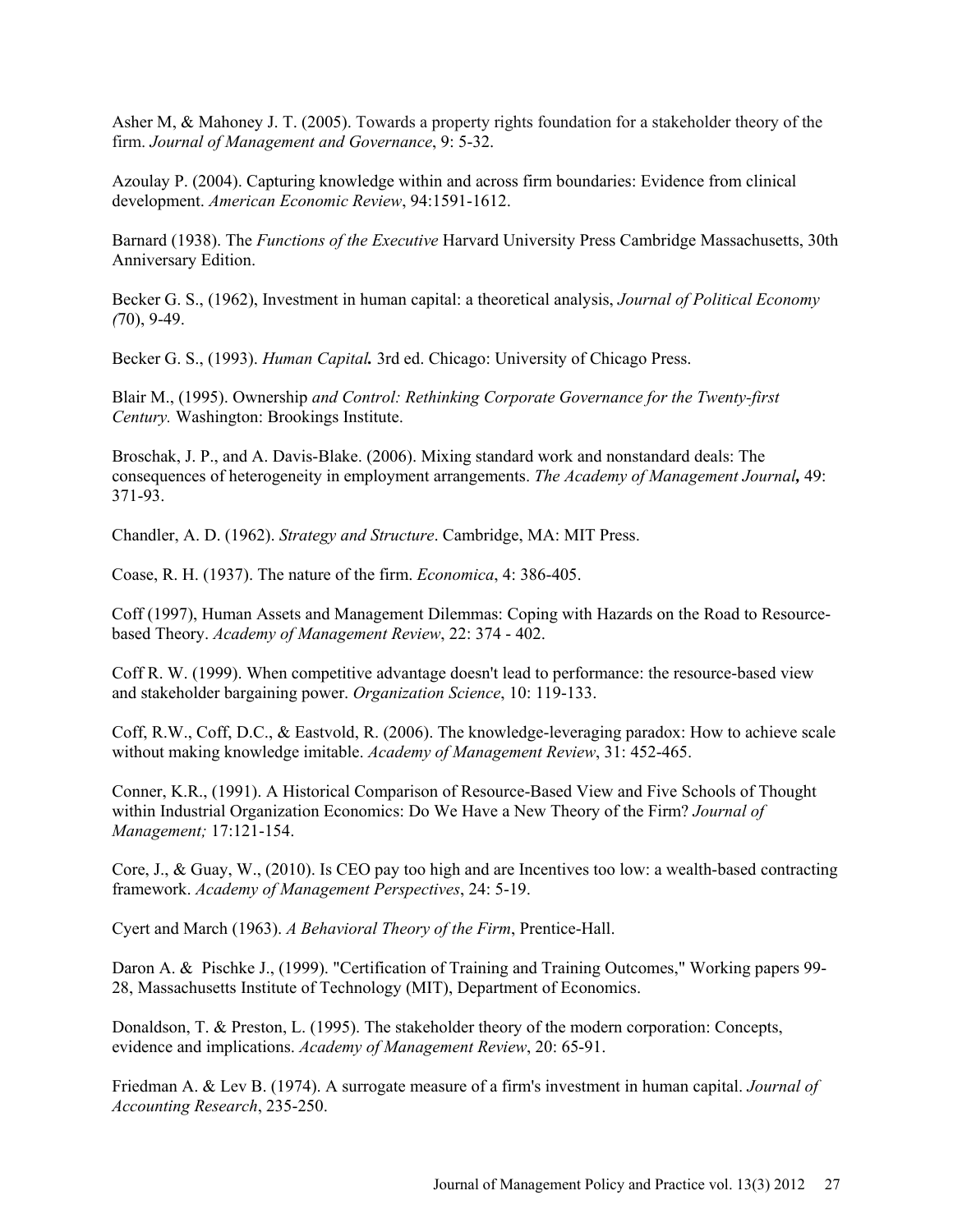Asher M, & Mahoney J. T. (2005). Towards a property rights foundation for a stakeholder theory of the firm. *Journal of Management and Governance*, 9: 5-32.

Azoulay P. (2004). Capturing knowledge within and across firm boundaries: Evidence from clinical development. *American Economic Review*, 94:1591-1612.

Barnard (1938). The *Functions of the Executive* Harvard University Press Cambridge Massachusetts, 30th Anniversary Edition.

Becker G. S., (1962), Investment in human capital: a theoretical analysis, *Journal of Political Economy (*70), 9-49.

Becker G. S., (1993). *Human Capital.* 3rd ed. Chicago: University of Chicago Press.

Blair M., (1995). Ownership *and Control: Rethinking Corporate Governance for the Twenty-first Century.* Washington: Brookings Institute.

Broschak, J. P., and A. Davis-Blake. (2006). Mixing standard work and nonstandard deals: The consequences of heterogeneity in employment arrangements. *The Academy of Management Journal,* 49: 371-93.

Chandler, A. D. (1962). *Strategy and Structure*. Cambridge, MA: MIT Press.

Coase, R. H. (1937). The nature of the firm. *Economica*, 4: 386-405.

Coff (1997), Human Assets and Management Dilemmas: Coping with Hazards on the Road to Resource-based Theory. *Academy of Management Review*, 22: 374 - 402.

Coff R. W. (1999). When competitive advantage doesn't lead to performance: the resource-based view and stakeholder bargaining power. *Organization Science*, 10: 119-133.

Coff, R.W., Coff, D.C., & Eastvold, R. (2006). The knowledge-leveraging paradox: How to achieve scale without making knowledge imitable. *Academy of Management Review*, 31: 452-465.

Conner, K.R., (1991). A Historical Comparison of Resource-Based View and Five Schools of Thought within Industrial Organization Economics: Do We Have a New Theory of the Firm? *Journal of Management;* 17:121-154.

Core, J., & Guay, W., (2010). Is CEO pay too high and are Incentives too low: a wealth-based contracting framework. *Academy of Management Perspectives*, 24: 5-19.

Cyert and March (1963). *A Behavioral Theory of the Firm*, Prentice-Hall.

Daron A. & Pischke J., (1999). "Certification of Training and Training Outcomes," Working papers 99-28, Massachusetts Institute of Technology (MIT), Department of Economics.

Donaldson, T. & Preston, L. (1995). The stakeholder theory of the modern corporation: Concepts, evidence and implications. *Academy of Management Review*, 20: 65-91.

Friedman A. & Lev B. (1974). A surrogate measure of a firm's investment in human capital. *Journal of Accounting Research*, 235-250.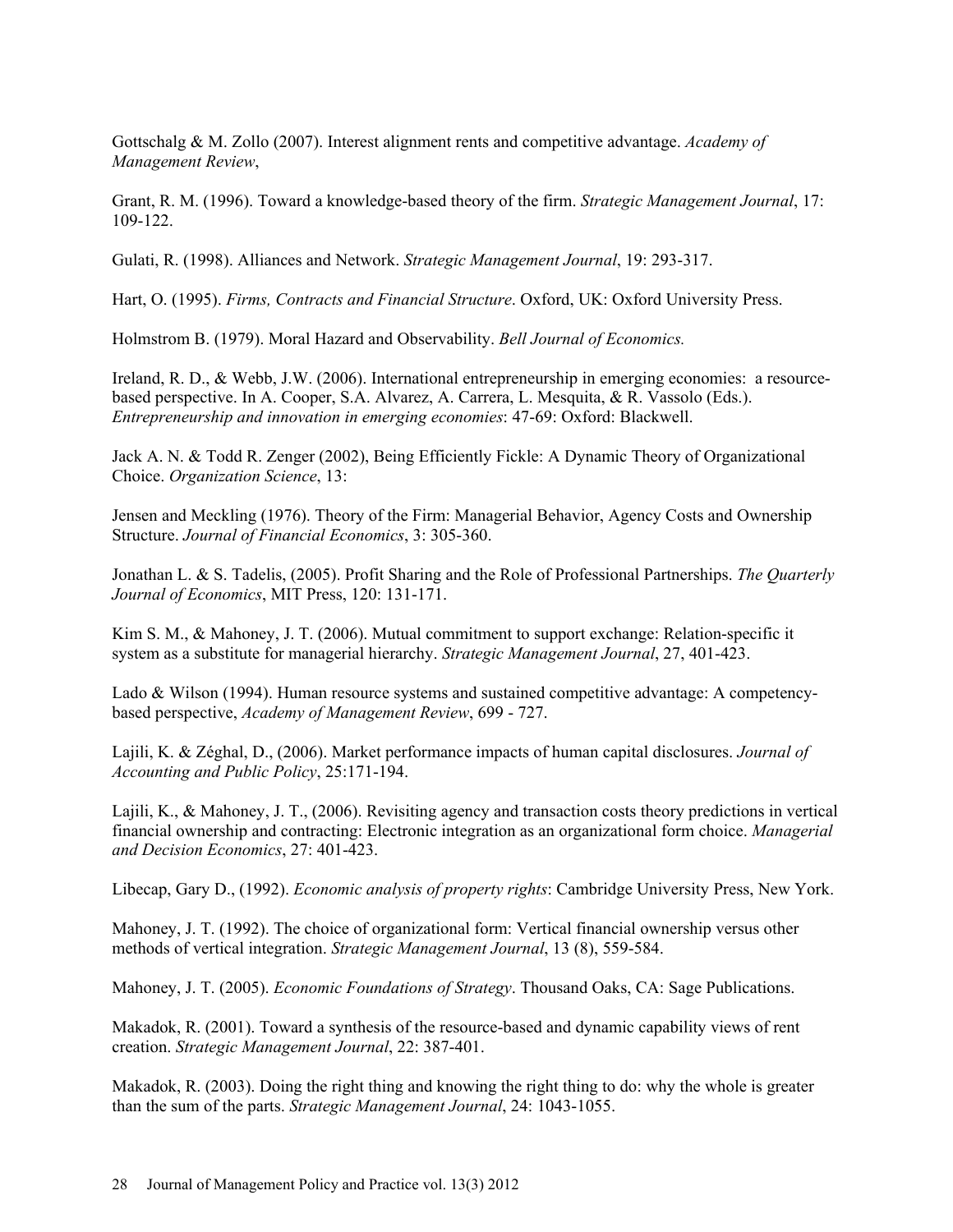Gottschalg & M. Zollo (2007). Interest alignment rents and competitive advantage. *Academy of Management Review*,

Grant, R. M. (1996). Toward a knowledge-based theory of the firm. *Strategic Management Journal*, 17: 109-122.

Gulati, R. (1998). Alliances and Network. *Strategic Management Journal*, 19: 293-317.

Hart, O. (1995). *Firms, Contracts and Financial Structure*. Oxford, UK: Oxford University Press.

Holmstrom B. (1979). Moral Hazard and Observability. *Bell Journal of Economics.*

Ireland, R. D., & Webb, J.W. (2006). International entrepreneurship in emerging economies: a resource-based perspective. In A. Cooper, S.A. Alvarez, A. Carrera, L. Mesquita, & R. Vassolo (Eds.). *Entrepreneurship and innovation in emerging economies*: 47-69: Oxford: Blackwell.

Jack A. N. & Todd R. Zenger (2002), Being Efficiently Fickle: A Dynamic Theory of Organizational Choice. *Organization Science*, 13:

Jensen and Meckling (1976). Theory of the Firm: Managerial Behavior, Agency Costs and Ownership Structure. *Journal of Financial Economics*, 3: 305-360.

Jonathan L. & S. Tadelis, (2005). Profit Sharing and the Role of Professional Partnerships. *The Quarterly Journal of Economics*, MIT Press, 120: 131-171.

Kim S. M., & Mahoney, J. T. (2006). Mutual commitment to support exchange: Relation-specific it system as a substitute for managerial hierarchy. *Strategic Management Journal*, 27, 401-423.

Lado & Wilson (1994). Human resource systems and sustained competitive advantage: A competency-based perspective, *Academy of Management Review*, 699 - 727.

Lajili, K. & Zéghal, D., (2006). Market performance impacts of human capital disclosures. *Journal of Accounting and Public Policy*, 25:171-194.

Lajili, K., & Mahoney, J. T., (2006). Revisiting agency and transaction costs theory predictions in vertical financial ownership and contracting: Electronic integration as an organizational form choice. *Managerial and Decision Economics*, 27: 401-423.

Libecap, Gary D., (1992). *Economic analysis of property rights*: Cambridge University Press, New York.

Mahoney, J. T. (1992). The choice of organizational form: Vertical financial ownership versus other methods of vertical integration. *Strategic Management Journal*, 13 (8), 559-584.

Mahoney, J. T. (2005). *Economic Foundations of Strategy*. Thousand Oaks, CA: Sage Publications.

Makadok, R. (2001). Toward a synthesis of the resource-based and dynamic capability views of rent creation. *Strategic Management Journal*, 22: 387-401.

Makadok, R. (2003). Doing the right thing and knowing the right thing to do: why the whole is greater than the sum of the parts. *Strategic Management Journal*, 24: 1043-1055.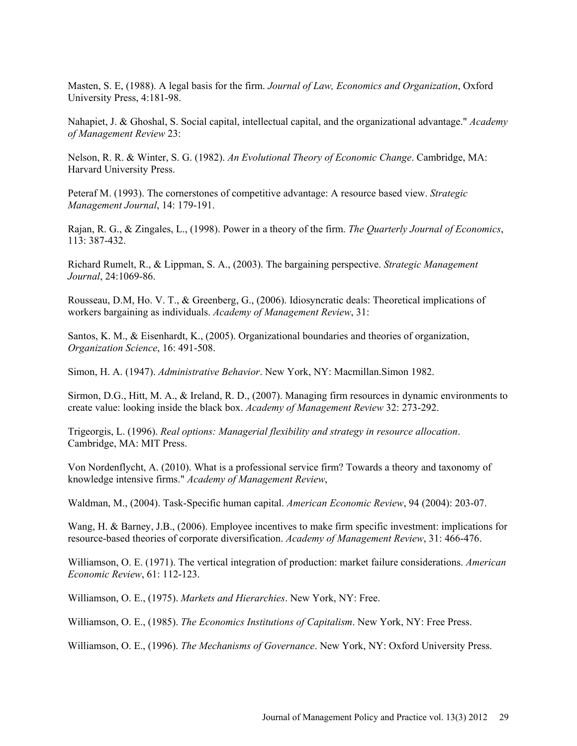Masten, S. E, (1988). A legal basis for the firm. *Journal of Law, Economics and Organization*, Oxford University Press, 4:181-98.

Nahapiet, J. & Ghoshal, S. Social capital, intellectual capital, and the organizational advantage." *Academy of Management Review* 23:

Nelson, R. R. & Winter, S. G. (1982). *An Evolutional Theory of Economic Change*. Cambridge, MA: Harvard University Press.

Peteraf M. (1993). The cornerstones of competitive advantage: A resource based view. *Strategic Management Journal*, 14: 179-191.

Rajan, R. G., & Zingales, L., (1998). Power in a theory of the firm. *The Quarterly Journal of Economics*, 113: 387-432.

Richard Rumelt, R., & Lippman, S. A., (2003). The bargaining perspective. *Strategic Management Journal*, 24:1069-86.

Rousseau, D.M, Ho. V. T., & Greenberg, G., (2006). Idiosyncratic deals: Theoretical implications of workers bargaining as individuals. *Academy of Management Review*, 31:

Santos, K. M., & Eisenhardt, K., (2005). Organizational boundaries and theories of organization, *Organization Science*, 16: 491-508.

Simon, H. A. (1947). *Administrative Behavior*. New York, NY: Macmillan.Simon 1982.

Sirmon, D.G., Hitt, M. A., & Ireland, R. D., (2007). Managing firm resources in dynamic environments to create value: looking inside the black box. *Academy of Management Review* 32: 273-292.

Trigeorgis, L. (1996). *Real options: Managerial flexibility and strategy in resource allocation*. Cambridge, MA: MIT Press.

Von Nordenflycht, A. (2010). What is a professional service firm? Towards a theory and taxonomy of knowledge intensive firms." *Academy of Management Review*,

Waldman, M., (2004). Task-Specific human capital. *American Economic Review*, 94 (2004): 203-07.

Wang, H. & Barney, J.B., (2006). Employee incentives to make firm specific investment: implications for resource-based theories of corporate diversification. *Academy of Management Review*, 31: 466-476.

Williamson, O. E. (1971). The vertical integration of production: market failure considerations. *American Economic Review*, 61: 112-123.

Williamson, O. E., (1975). *Markets and Hierarchies*. New York, NY: Free.

Williamson, O. E., (1985). *The Economics Institutions of Capitalism*. New York, NY: Free Press.

Williamson, O. E., (1996). *The Mechanisms of Governance*. New York, NY: Oxford University Press.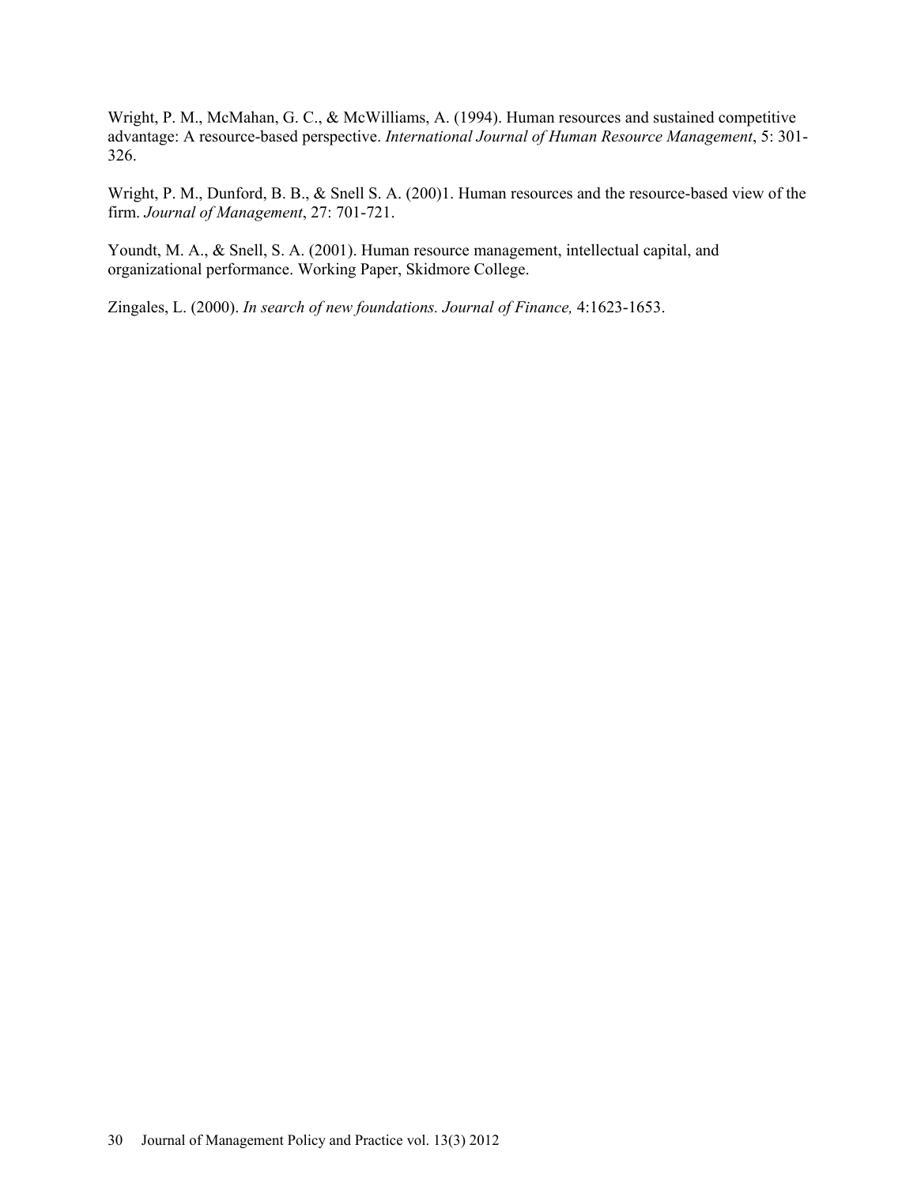Wright, P. M., McMahan, G. C., & McWilliams, A. (1994). Human resources and sustained competitive advantage: A resource-based perspective. *International Journal of Human Resource Management*, 5: 301-326.

Wright, P. M., Dunford, B. B., & Snell S. A. (200)1. Human resources and the resource-based view of the firm. *Journal of Management*, 27: 701-721.

Youndt, M. A., & Snell, S. A. (2001). Human resource management, intellectual capital, and organizational performance. Working Paper, Skidmore College.

Zingales, L. (2000). *In search of new foundations. Journal of Finance,* 4:1623-1653.